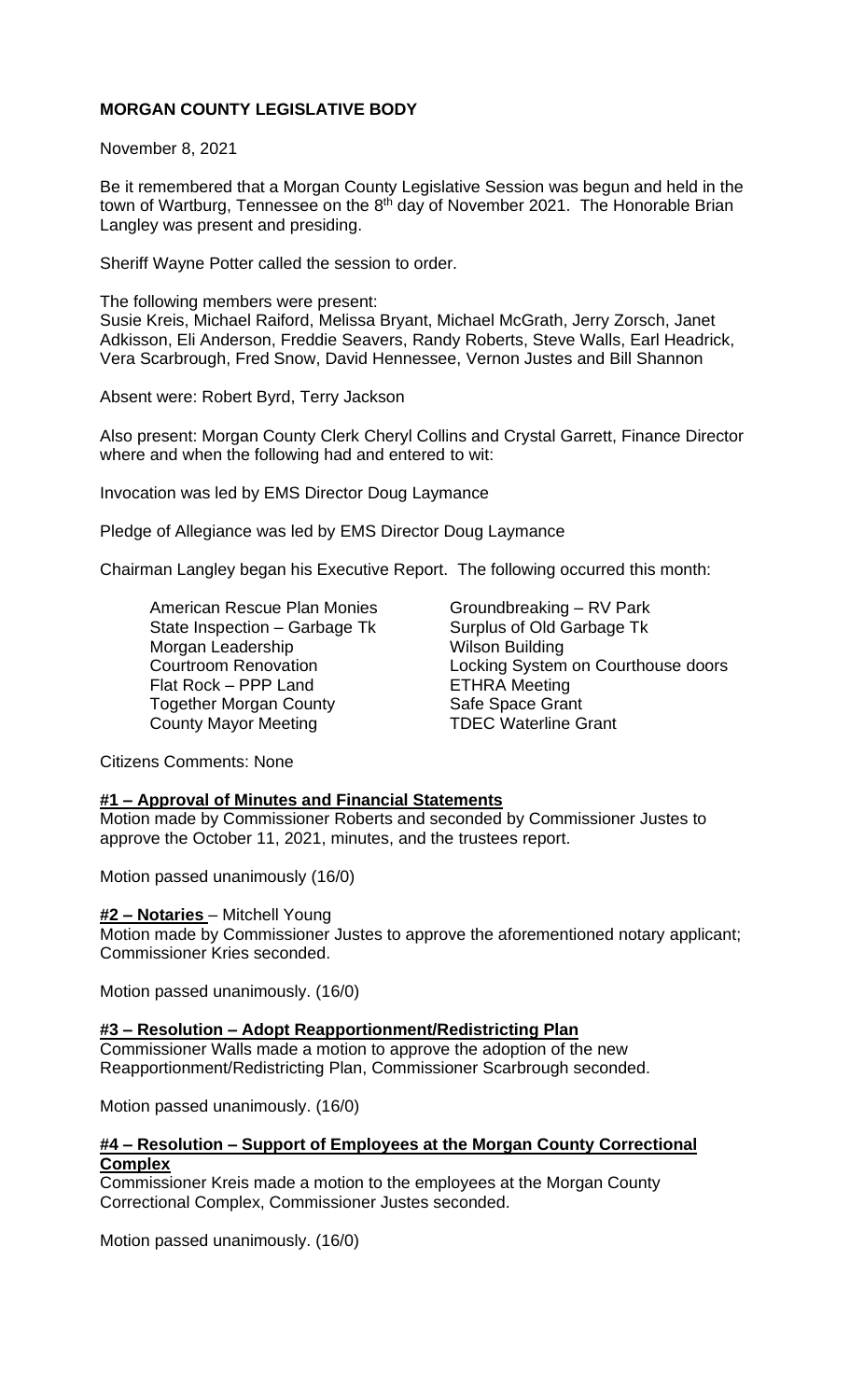**MORGAN COUNTY LEGISLATIVE BODY**

November 8, 2021

Be it remembered that a Morgan County Legislative Session was begun and held in the town of Wartburg, Tennessee on the 8th day of November 2021. The Honorable Brian Langley was present and presiding.

Sheriff Wayne Potter called the session to order.

The following members were present:
Susie Kreis, Michael Raiford, Melissa Bryant, Michael McGrath, Jerry Zorsch, Janet Adkisson, Eli Anderson, Freddie Seavers, Randy Roberts, Steve Walls, Earl Headrick, Vera Scarbrough, Fred Snow, David Hennessee, Vernon Justes and Bill Shannon

Absent were: Robert Byrd, Terry Jackson

Also present: Morgan County Clerk Cheryl Collins and Crystal Garrett, Finance Director where and when the following had and entered to wit:

Invocation was led by EMS Director Doug Laymance

Pledge of Allegiance was led by EMS Director Doug Laymance

Chairman Langley began his Executive Report. The following occurred this month:

- American Rescue Plan Monies
- State Inspection – Garbage Tk
- Morgan Leadership
- Courtroom Renovation
- Flat Rock – PPP Land
- Together Morgan County
- County Mayor Meeting
- Groundbreaking – RV Park
- Surplus of Old Garbage Tk
- Wilson Building
- Locking System on Courthouse doors
- ETHRA Meeting
- Safe Space Grant
- TDEC Waterline Grant

Citizens Comments: None

**#1 – Approval of Minutes and Financial Statements**

Motion made by Commissioner Roberts and seconded by Commissioner Justes to approve the October 11, 2021, minutes, and the trustees report.

Motion passed unanimously (16/0)

**#2 – Notaries** – Mitchell Young

Motion made by Commissioner Justes to approve the aforementioned notary applicant; Commissioner Kries seconded.

Motion passed unanimously. (16/0)

**#3 – Resolution – Adopt Reapportionment/Redistricting Plan**

Commissioner Walls made a motion to approve the adoption of the new Reapportionment/Redistricting Plan, Commissioner Scarbrough seconded.

Motion passed unanimously. (16/0)

**#4 – Resolution – Support of Employees at the Morgan County Correctional Complex**

Commissioner Kreis made a motion to the employees at the Morgan County Correctional Complex, Commissioner Justes seconded.

Motion passed unanimously. (16/0)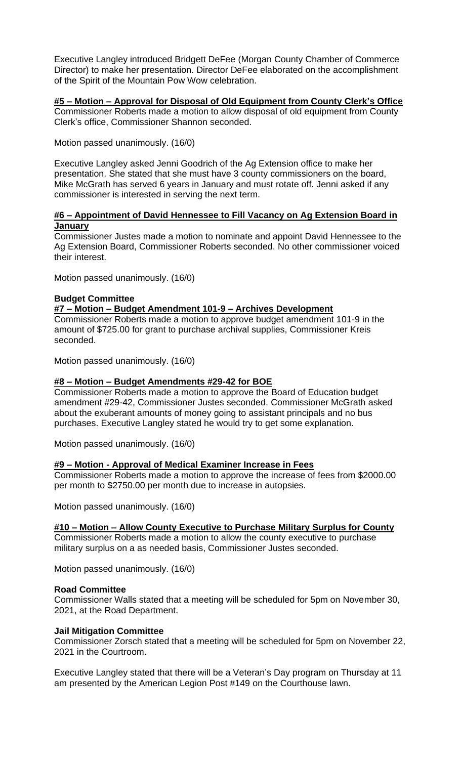Executive Langley introduced Bridgett DeFee (Morgan County Chamber of Commerce Director) to make her presentation. Director DeFee elaborated on the accomplishment of the Spirit of the Mountain Pow Wow celebration.

**#5 – Motion – Approval for Disposal of Old Equipment from County Clerk's Office**

Commissioner Roberts made a motion to allow disposal of old equipment from County Clerk's office, Commissioner Shannon seconded.

Motion passed unanimously. (16/0)

Executive Langley asked Jenni Goodrich of the Ag Extension office to make her presentation. She stated that she must have 3 county commissioners on the board, Mike McGrath has served 6 years in January and must rotate off. Jenni asked if any commissioner is interested in serving the next term.

**#6 – Appointment of David Hennessee to Fill Vacancy on Ag Extension Board in January**

Commissioner Justes made a motion to nominate and appoint David Hennessee to the Ag Extension Board, Commissioner Roberts seconded. No other commissioner voiced their interest.

Motion passed unanimously. (16/0)

**Budget Committee**

**#7 – Motion – Budget Amendment 101-9 – Archives Development**

Commissioner Roberts made a motion to approve budget amendment 101-9 in the amount of $725.00 for grant to purchase archival supplies, Commissioner Kreis seconded.

Motion passed unanimously. (16/0)

**#8 – Motion – Budget Amendments #29-42 for BOE**

Commissioner Roberts made a motion to approve the Board of Education budget amendment #29-42, Commissioner Justes seconded. Commissioner McGrath asked about the exuberant amounts of money going to assistant principals and no bus purchases. Executive Langley stated he would try to get some explanation.

Motion passed unanimously. (16/0)

**#9 – Motion - Approval of Medical Examiner Increase in Fees**

Commissioner Roberts made a motion to approve the increase of fees from $2000.00 per month to $2750.00 per month due to increase in autopsies.

Motion passed unanimously. (16/0)

**#10 – Motion – Allow County Executive to Purchase Military Surplus for County**

Commissioner Roberts made a motion to allow the county executive to purchase military surplus on a as needed basis, Commissioner Justes seconded.

Motion passed unanimously. (16/0)

**Road Committee**

Commissioner Walls stated that a meeting will be scheduled for 5pm on November 30, 2021, at the Road Department.

**Jail Mitigation Committee**

Commissioner Zorsch stated that a meeting will be scheduled for 5pm on November 22, 2021 in the Courtroom.

Executive Langley stated that there will be a Veteran's Day program on Thursday at 11 am presented by the American Legion Post #149 on the Courthouse lawn.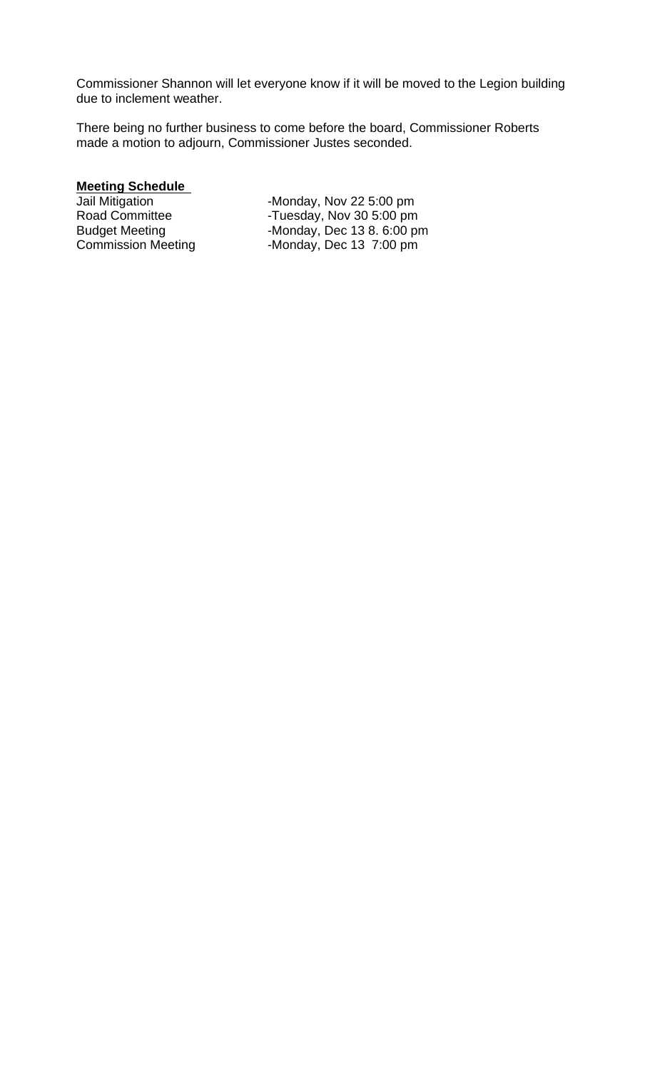Commissioner Shannon will let everyone know if it will be moved to the Legion building due to inclement weather.

There being no further business to come before the board, Commissioner Roberts made a motion to adjourn, Commissioner Justes seconded.

**Meeting Schedule**

| | |
|---|---|
| Jail Mitigation | -Monday, Nov 22 5:00 pm |
| Road Committee | -Tuesday, Nov 30 5:00 pm |
| Budget Meeting | -Monday, Dec 13 8. 6:00 pm |
| Commission Meeting | -Monday, Dec 13 7:00 pm |